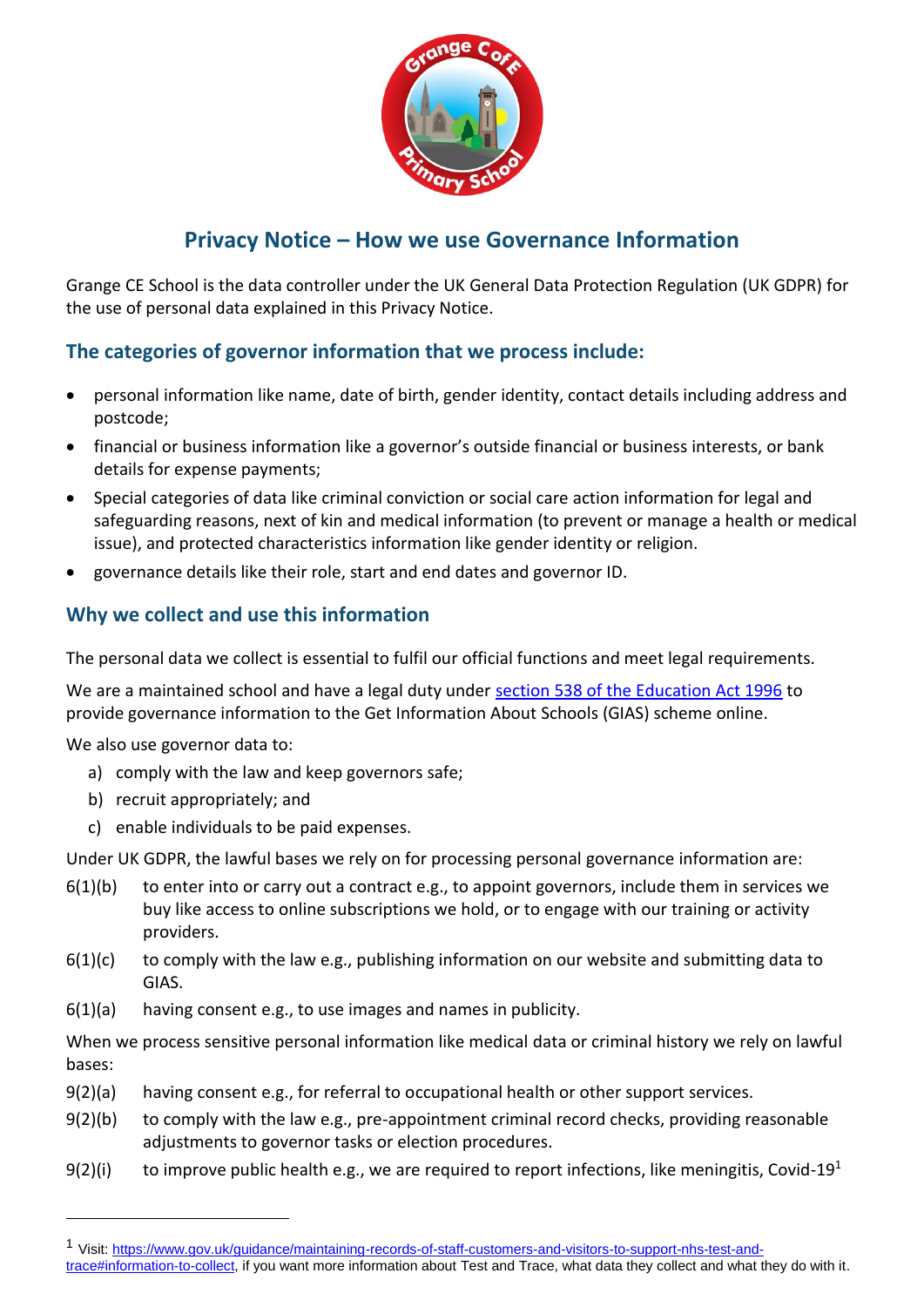# Privacy Notice – How we use Governance Information

Grange CE School is the data controller under the UK General Data Protection Regulation (UK GDPR) for the use of personal data explained in this Privacy Notice.

## The categories of governor information that we process include:

- personal information like name, date of birth, gender identity, contact details including address and postcode;
- financial or business information like a governor's outside financial or business interests, or bank details for expense payments;
- Special categories of data like criminal conviction or social care action information for legal and safeguarding reasons, next of kin and medical information (to prevent or manage a health or medical issue), and protected characteristics information like gender identity or religion.
- governance details like their role, start and end dates and governor ID.

## Why we collect and use this information

The personal data we collect is essential to fulfil our official functions and meet legal requirements.

We are a maintained school and have a legal duty under [section 538 of the Education Act 1996](https://www.legislation.gov.uk/ukpga/1996/56/section/538) to provide governance information to the Get Information About Schools (GIAS) scheme online.

We also use governor data to:

a) comply with the law and keep governors safe;
b) recruit appropriately; and
c) enable individuals to be paid expenses.

Under UK GDPR, the lawful bases we rely on for processing personal governance information are:

6(1)(b) to enter into or carry out a contract e.g., to appoint governors, include them in services we buy like access to online subscriptions we hold, or to engage with our training or activity providers.

6(1)(c) to comply with the law e.g., publishing information on our website and submitting data to GIAS.

6(1)(a) having consent e.g., to use images and names in publicity.

When we process sensitive personal information like medical data or criminal history we rely on lawful bases:

9(2)(a) having consent e.g., for referral to occupational health or other support services.

9(2)(b) to comply with the law e.g., pre-appointment criminal record checks, providing reasonable adjustments to governor tasks or election procedures.

9(2)(i) to improve public health e.g., we are required to report infections, like meningitis, Covid-19[1]

---

[1] Visit: [https://www.gov.uk/guidance/maintaining-records-of-staff-customers-and-visitors-to-support-nhs-test-and-trace#information-to-collect](https://www.gov.uk/guidance/maintaining-records-of-staff-customers-and-visitors-to-support-nhs-test-and-trace#information-to-collect), if you want more information about Test and Trace, what data they collect and what they do with it.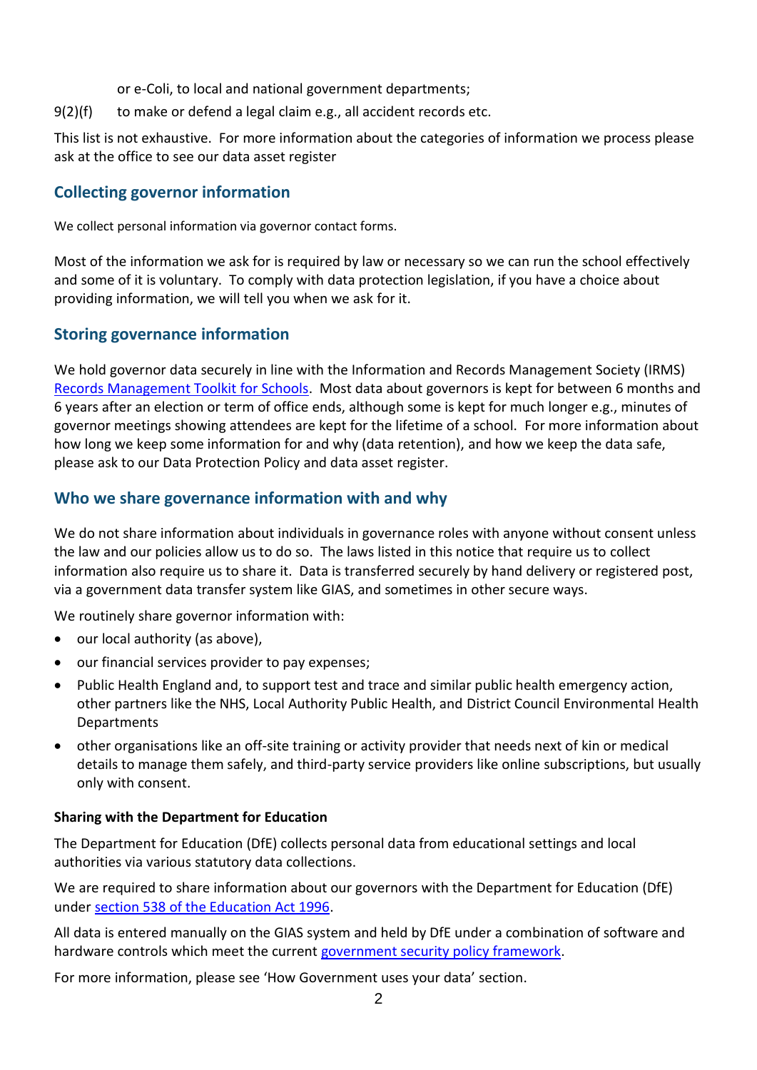or e-Coli, to local and national government departments;

9(2)(f) to make or defend a legal claim e.g., all accident records etc.

This list is not exhaustive. For more information about the categories of information we process please ask at the office to see our data asset register

## Collecting governor information

We collect personal information via governor contact forms.

Most of the information we ask for is required by law or necessary so we can run the school effectively and some of it is voluntary. To comply with data protection legislation, if you have a choice about providing information, we will tell you when we ask for it.

## Storing governance information

We hold governor data securely in line with the Information and Records Management Society (IRMS) [Records Management Toolkit for Schools](). Most data about governors is kept for between 6 months and 6 years after an election or term of office ends, although some is kept for much longer e.g., minutes of governor meetings showing attendees are kept for the lifetime of a school. For more information about how long we keep some information for and why (data retention), and how we keep the data safe, please ask to our Data Protection Policy and data asset register.

## Who we share governance information with and why

We do not share information about individuals in governance roles with anyone without consent unless the law and our policies allow us to do so. The laws listed in this notice that require us to collect information also require us to share it. Data is transferred securely by hand delivery or registered post, via a government data transfer system like GIAS, and sometimes in other secure ways.

We routinely share governor information with:

- our local authority (as above),
- our financial services provider to pay expenses;
- Public Health England and, to support test and trace and similar public health emergency action, other partners like the NHS, Local Authority Public Health, and District Council Environmental Health Departments
- other organisations like an off-site training or activity provider that needs next of kin or medical details to manage them safely, and third-party service providers like online subscriptions, but usually only with consent.

### Sharing with the Department for Education

The Department for Education (DfE) collects personal data from educational settings and local authorities via various statutory data collections.

We are required to share information about our governors with the Department for Education (DfE) under [section 538 of the Education Act 1996]().

All data is entered manually on the GIAS system and held by DfE under a combination of software and hardware controls which meet the current [government security policy framework]().

For more information, please see 'How Government uses your data' section.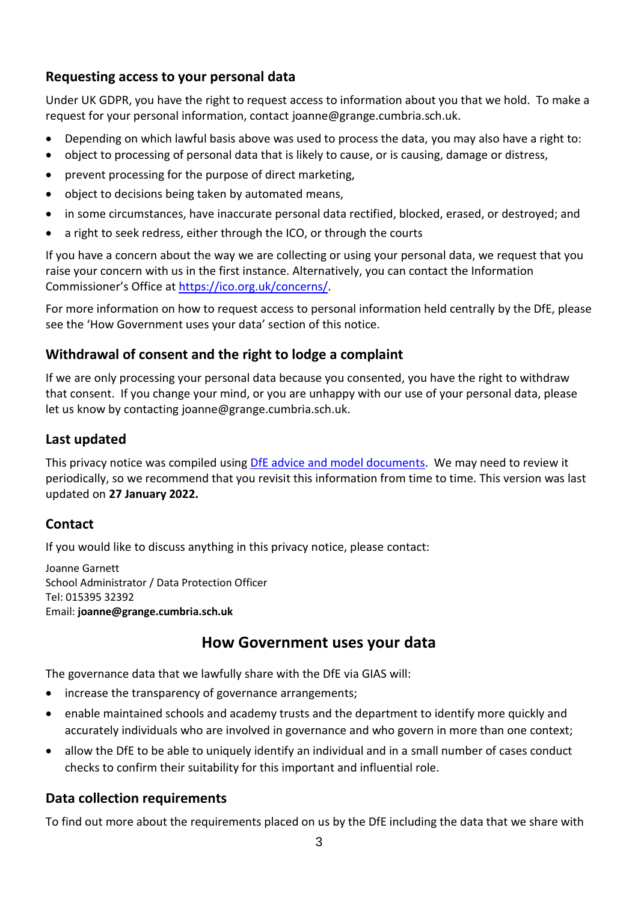## Requesting access to your personal data

Under UK GDPR, you have the right to request access to information about you that we hold. To make a request for your personal information, contact joanne@grange.cumbria.sch.uk.

- Depending on which lawful basis above was used to process the data, you may also have a right to:
- object to processing of personal data that is likely to cause, or is causing, damage or distress,
- prevent processing for the purpose of direct marketing,
- object to decisions being taken by automated means,
- in some circumstances, have inaccurate personal data rectified, blocked, erased, or destroyed; and
- a right to seek redress, either through the ICO, or through the courts

If you have a concern about the way we are collecting or using your personal data, we request that you raise your concern with us in the first instance. Alternatively, you can contact the Information Commissioner's Office at [https://ico.org.uk/concerns/](https://ico.org.uk/concerns/).

For more information on how to request access to personal information held centrally by the DfE, please see the 'How Government uses your data' section of this notice.

## Withdrawal of consent and the right to lodge a complaint

If we are only processing your personal data because you consented, you have the right to withdraw that consent. If you change your mind, or you are unhappy with our use of your personal data, please let us know by contacting joanne@grange.cumbria.sch.uk.

## Last updated

This privacy notice was compiled using DfE advice and model documents. We may need to review it periodically, so we recommend that you revisit this information from time to time. This version was last updated on **27 January 2022.**

## Contact

If you would like to discuss anything in this privacy notice, please contact:

Joanne Garnett
School Administrator / Data Protection Officer
Tel: 015395 32392
Email: **joanne@grange.cumbria.sch.uk**

# How Government uses your data

The governance data that we lawfully share with the DfE via GIAS will:

- increase the transparency of governance arrangements;
- enable maintained schools and academy trusts and the department to identify more quickly and accurately individuals who are involved in governance and who govern in more than one context;
- allow the DfE to be able to uniquely identify an individual and in a small number of cases conduct checks to confirm their suitability for this important and influential role.

## Data collection requirements

To find out more about the requirements placed on us by the DfE including the data that we share with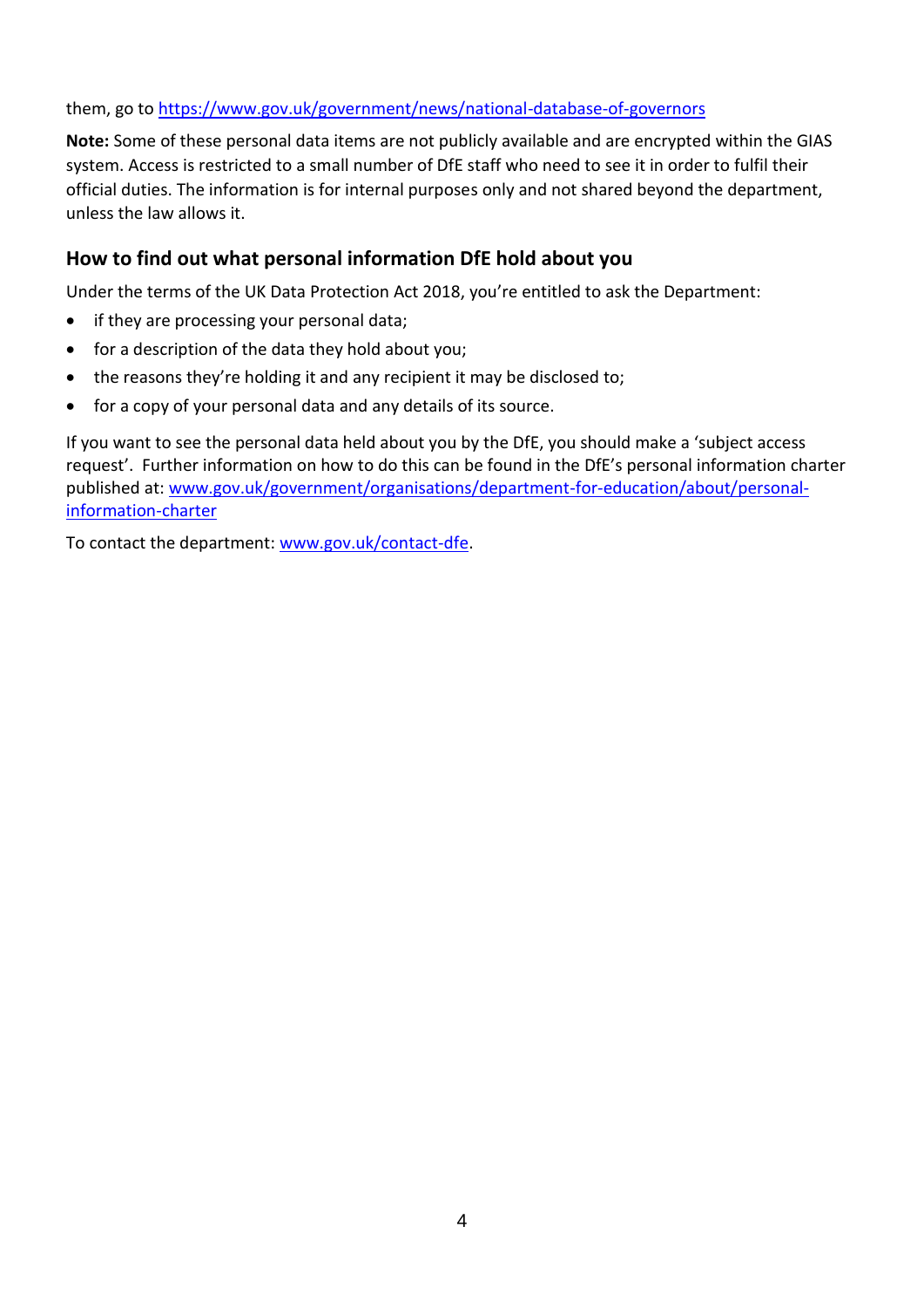them, go to [https://www.gov.uk/government/news/national-database-of-governors](https://www.gov.uk/government/news/national-database-of-governors)

**Note:** Some of these personal data items are not publicly available and are encrypted within the GIAS system. Access is restricted to a small number of DfE staff who need to see it in order to fulfil their official duties. The information is for internal purposes only and not shared beyond the department, unless the law allows it.

## How to find out what personal information DfE hold about you

Under the terms of the UK Data Protection Act 2018, you're entitled to ask the Department:

- if they are processing your personal data;
- for a description of the data they hold about you;
- the reasons they're holding it and any recipient it may be disclosed to;
- for a copy of your personal data and any details of its source.

If you want to see the personal data held about you by the DfE, you should make a 'subject access request'. Further information on how to do this can be found in the DfE's personal information charter published at: [www.gov.uk/government/organisations/department-for-education/about/personal-information-charter](https://www.gov.uk/government/organisations/department-for-education/about/personal-information-charter)

To contact the department: [www.gov.uk/contact-dfe](https://www.gov.uk/contact-dfe).